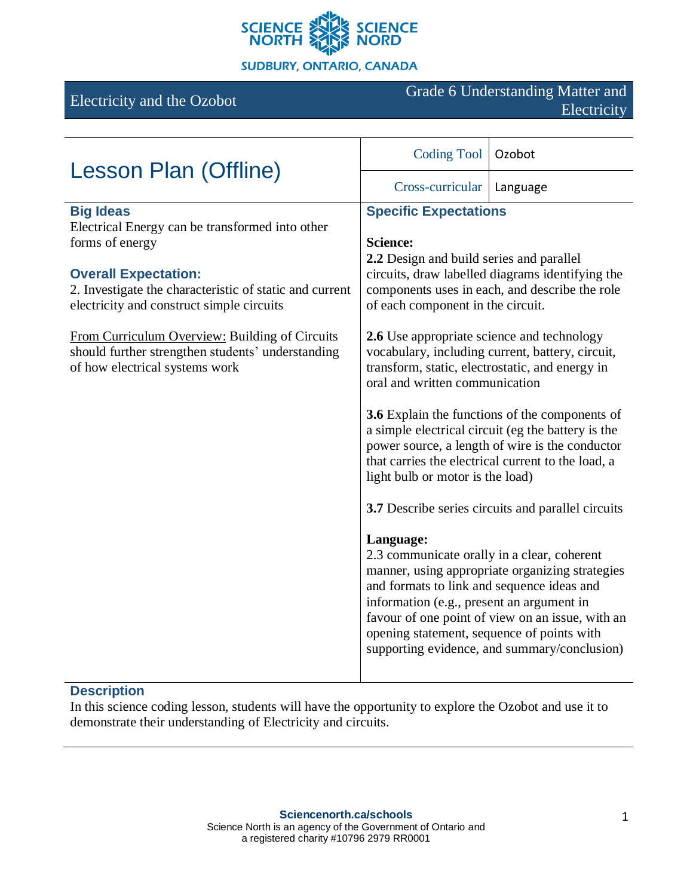SCIENCE NORTH | SCIENCE NORD

SUDBURY, ONTARIO, CANADA

# Electricity and the Ozobot

Grade 6 Understanding Matter and Electricity

## Lesson Plan (Offline)

| | |
|---|---|
| Coding Tool | Ozobot |
| Cross-curricular | Language |

### Big Ideas

Electrical Energy can be transformed into other forms of energy

### Overall Expectation:

2. Investigate the characteristic of static and current electricity and construct simple circuits

From Curriculum Overview: Building of Circuits should further strengthen students' understanding of how electrical systems work

### Specific Expectations

**Science:**

**2.2** Design and build series and parallel circuits, draw labelled diagrams identifying the components uses in each, and describe the role of each component in the circuit.

**2.6** Use appropriate science and technology vocabulary, including current, battery, circuit, transform, static, electrostatic, and energy in oral and written communication

**3.6** Explain the functions of the components of a simple electrical circuit (eg the battery is the power source, a length of wire is the conductor that carries the electrical current to the load, a light bulb or motor is the load)

**3.7** Describe series circuits and parallel circuits

**Language:**

2.3 communicate orally in a clear, coherent manner, using appropriate organizing strategies and formats to link and sequence ideas and information (e.g., present an argument in favour of one point of view on an issue, with an opening statement, sequence of points with supporting evidence, and summary/conclusion)

### Description

In this science coding lesson, students will have the opportunity to explore the Ozobot and use it to demonstrate their understanding of Electricity and circuits.

**Sciencenorth.ca/schools**
Science North is an agency of the Government of Ontario and a registered charity #10796 2979 RR0001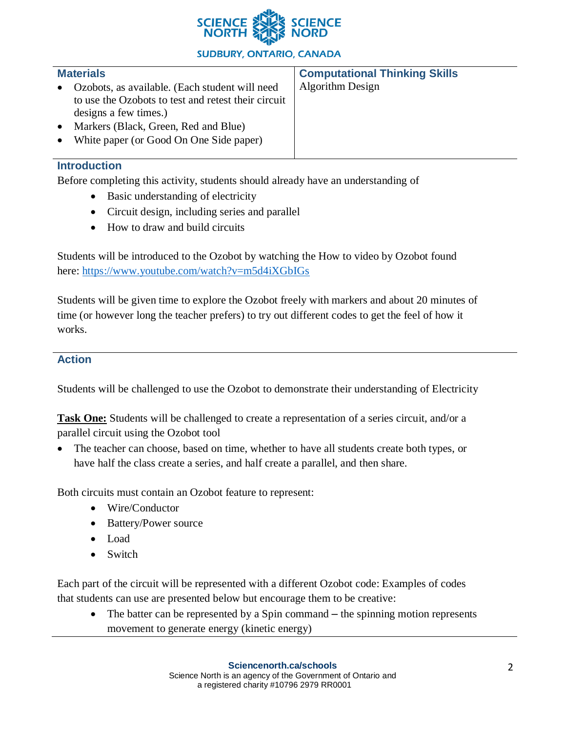| Materials | Computational Thinking Skills |
| --- | --- |
| • Ozobots, as available. (Each student will need to use the Ozobots to test and retest their circuit designs a few times.)<br>• Markers (Black, Green, Red and Blue)<br>• White paper (or Good On One Side paper) | Algorithm Design |

## Introduction

Before completing this activity, students should already have an understanding of

- Basic understanding of electricity
- Circuit design, including series and parallel
- How to draw and build circuits

Students will be introduced to the Ozobot by watching the How to video by Ozobot found here: https://www.youtube.com/watch?v=m5d4iXGbIGs

Students will be given time to explore the Ozobot freely with markers and about 20 minutes of time (or however long the teacher prefers) to try out different codes to get the feel of how it works.

## Action

Students will be challenged to use the Ozobot to demonstrate their understanding of Electricity

**Task One:** Students will be challenged to create a representation of a series circuit, and/or a parallel circuit using the Ozobot tool

- The teacher can choose, based on time, whether to have all students create both types, or have half the class create a series, and half create a parallel, and then share.

Both circuits must contain an Ozobot feature to represent:

- Wire/Conductor
- Battery/Power source
- Load
- Switch

Each part of the circuit will be represented with a different Ozobot code: Examples of codes that students can use are presented below but encourage them to be creative:

- The batter can be represented by a Spin command – the spinning motion represents movement to generate energy (kinetic energy)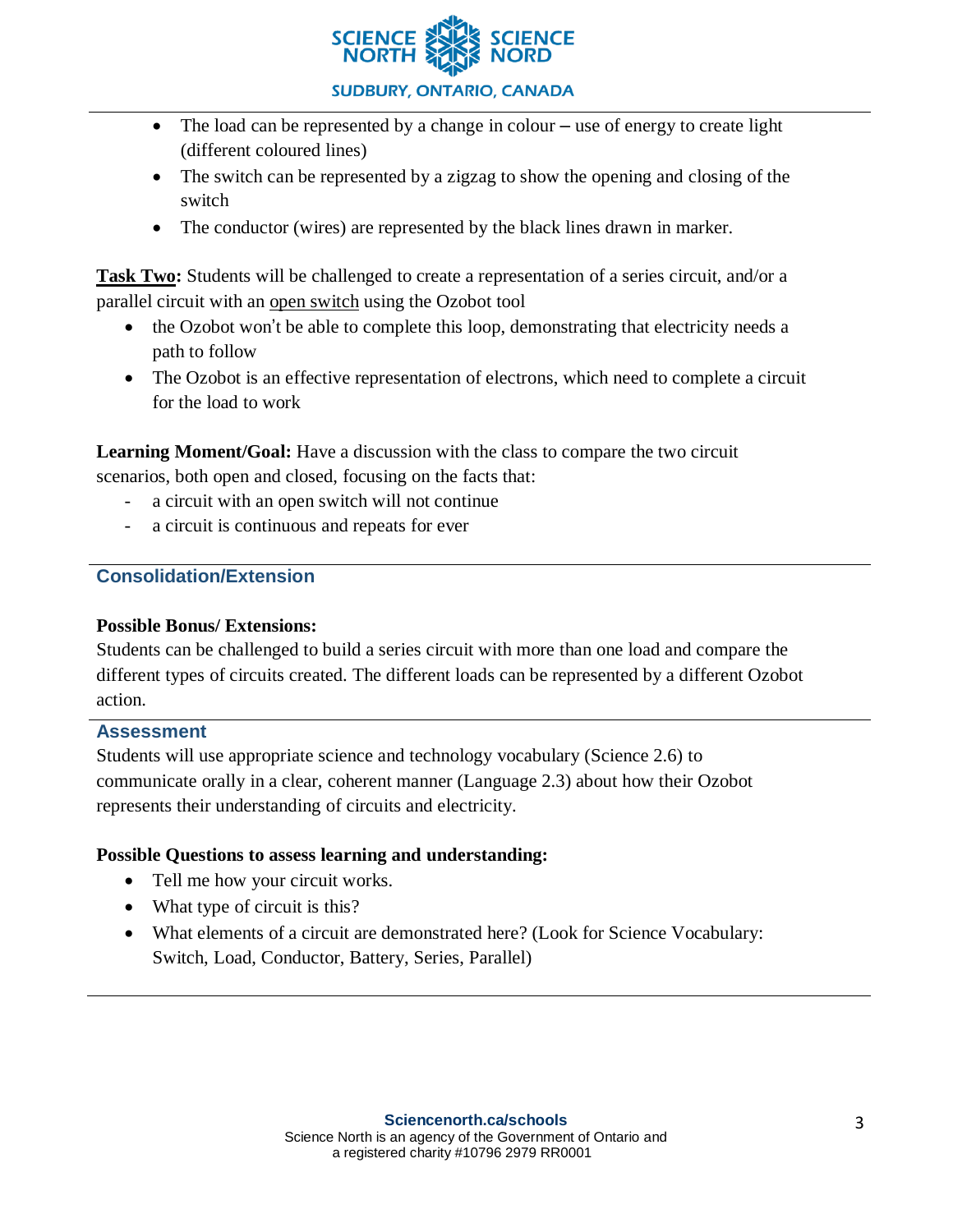- The load can be represented by a change in colour – use of energy to create light (different coloured lines)
- The switch can be represented by a zigzag to show the opening and closing of the switch
- The conductor (wires) are represented by the black lines drawn in marker.

**Task Two:** Students will be challenged to create a representation of a series circuit, and/or a parallel circuit with an open switch using the Ozobot tool

- the Ozobot won't be able to complete this loop, demonstrating that electricity needs a path to follow
- The Ozobot is an effective representation of electrons, which need to complete a circuit for the load to work

**Learning Moment/Goal:** Have a discussion with the class to compare the two circuit scenarios, both open and closed, focusing on the facts that:

- a circuit with an open switch will not continue
- a circuit is continuous and repeats for ever

## Consolidation/Extension

**Possible Bonus/ Extensions:**

Students can be challenged to build a series circuit with more than one load and compare the different types of circuits created. The different loads can be represented by a different Ozobot action.

## Assessment

Students will use appropriate science and technology vocabulary (Science 2.6) to communicate orally in a clear, coherent manner (Language 2.3) about how their Ozobot represents their understanding of circuits and electricity.

**Possible Questions to assess learning and understanding:**

- Tell me how your circuit works.
- What type of circuit is this?
- What elements of a circuit are demonstrated here? (Look for Science Vocabulary: Switch, Load, Conductor, Battery, Series, Parallel)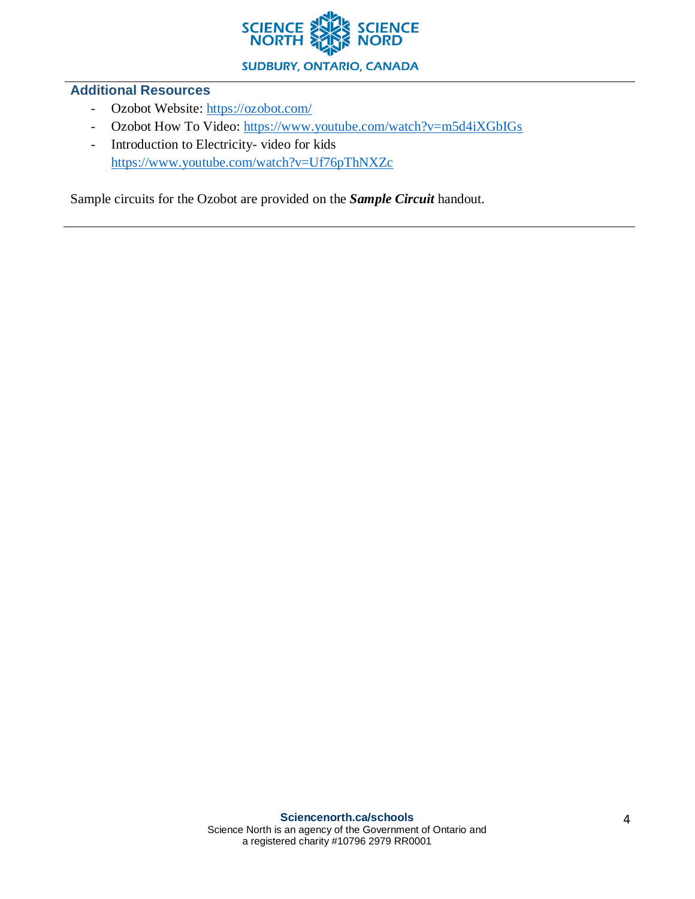## Additional Resources

- Ozobot Website: https://ozobot.com/
- Ozobot How To Video: https://www.youtube.com/watch?v=m5d4iXGbIGs
- Introduction to Electricity- video for kids
  https://www.youtube.com/watch?v=Uf76pThNXZc

Sample circuits for the Ozobot are provided on the ***Sample Circuit*** handout.